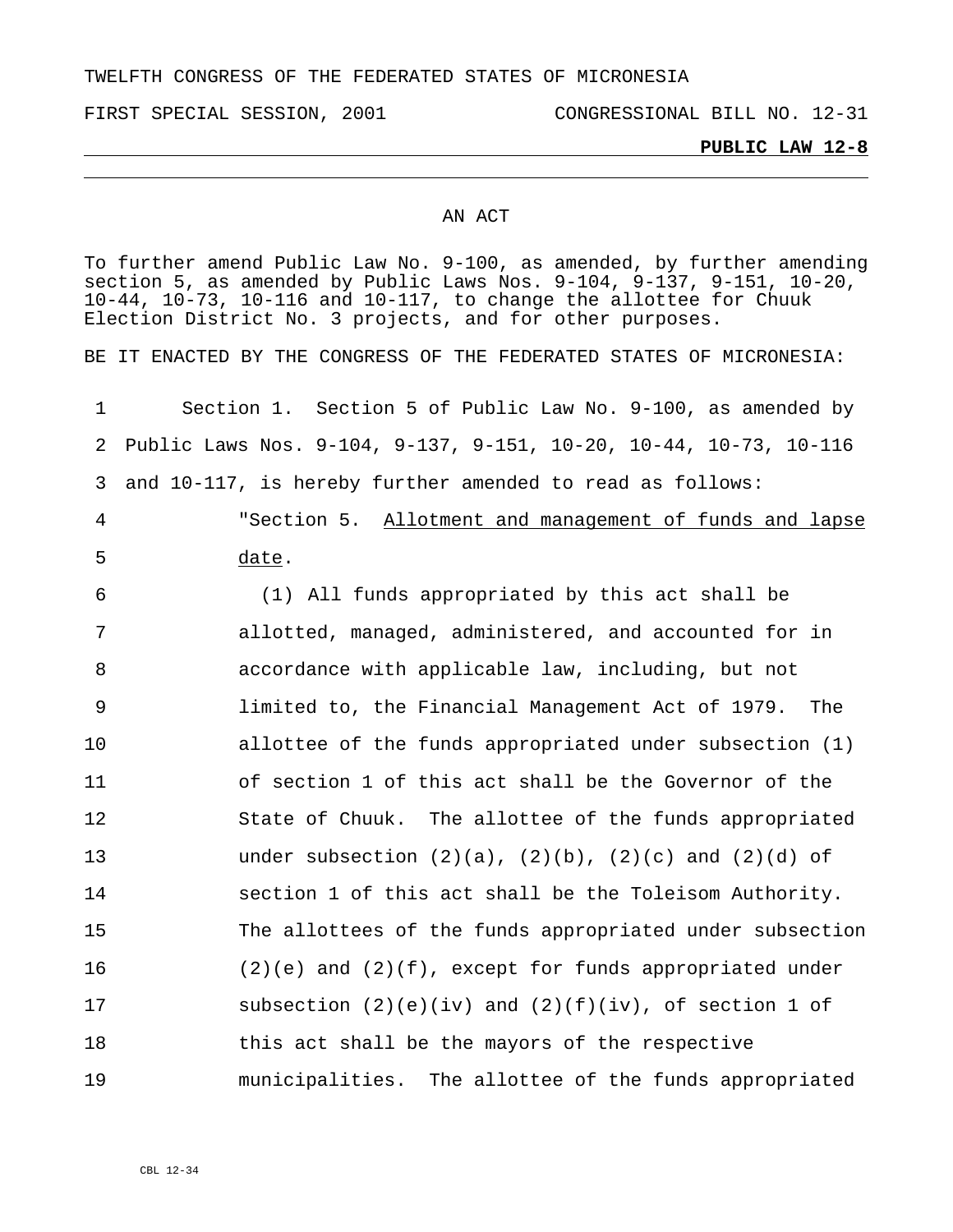TWELFTH CONGRESS OF THE FEDERATED STATES OF MICRONESIA

FIRST SPECIAL SESSION, 2001 CONGRESSIONAL BILL NO. 12-31

**PUBLIC LAW 12-8**

AN ACT

To further amend Public Law No. 9-100, as amended, by further amending section 5, as amended by Public Laws Nos. 9-104, 9-137, 9-151, 10-20, 10-44, 10-73, 10-116 and 10-117, to change the allottee for Chuuk Election District No. 3 projects, and for other purposes.

BE IT ENACTED BY THE CONGRESS OF THE FEDERATED STATES OF MICRONESIA:

1 Section 1. Section 5 of Public Law No. 9-100, as amended by
2 Public Laws Nos. 9-104, 9-137, 9-151, 10-20, 10-44, 10-73, 10-116
3 and 10-117, is hereby further amended to read as follows:
4 "Section 5. Allotment and management of funds and lapse
5 date.
6 (1) All funds appropriated by this act shall be
7 allotted, managed, administered, and accounted for in
8 accordance with applicable law, including, but not
9 limited to, the Financial Management Act of 1979. The
10 allottee of the funds appropriated under subsection (1)
11 of section 1 of this act shall be the Governor of the
12 State of Chuuk. The allottee of the funds appropriated
13 under subsection (2)(a), (2)(b), (2)(c) and (2)(d) of
14 section 1 of this act shall be the Toleisom Authority.
15 The allottees of the funds appropriated under subsection
16 (2)(e) and (2)(f), except for funds appropriated under
17 subsection (2)(e)(iv) and (2)(f)(iv), of section 1 of
18 this act shall be the mayors of the respective
19 municipalities. The allottee of the funds appropriated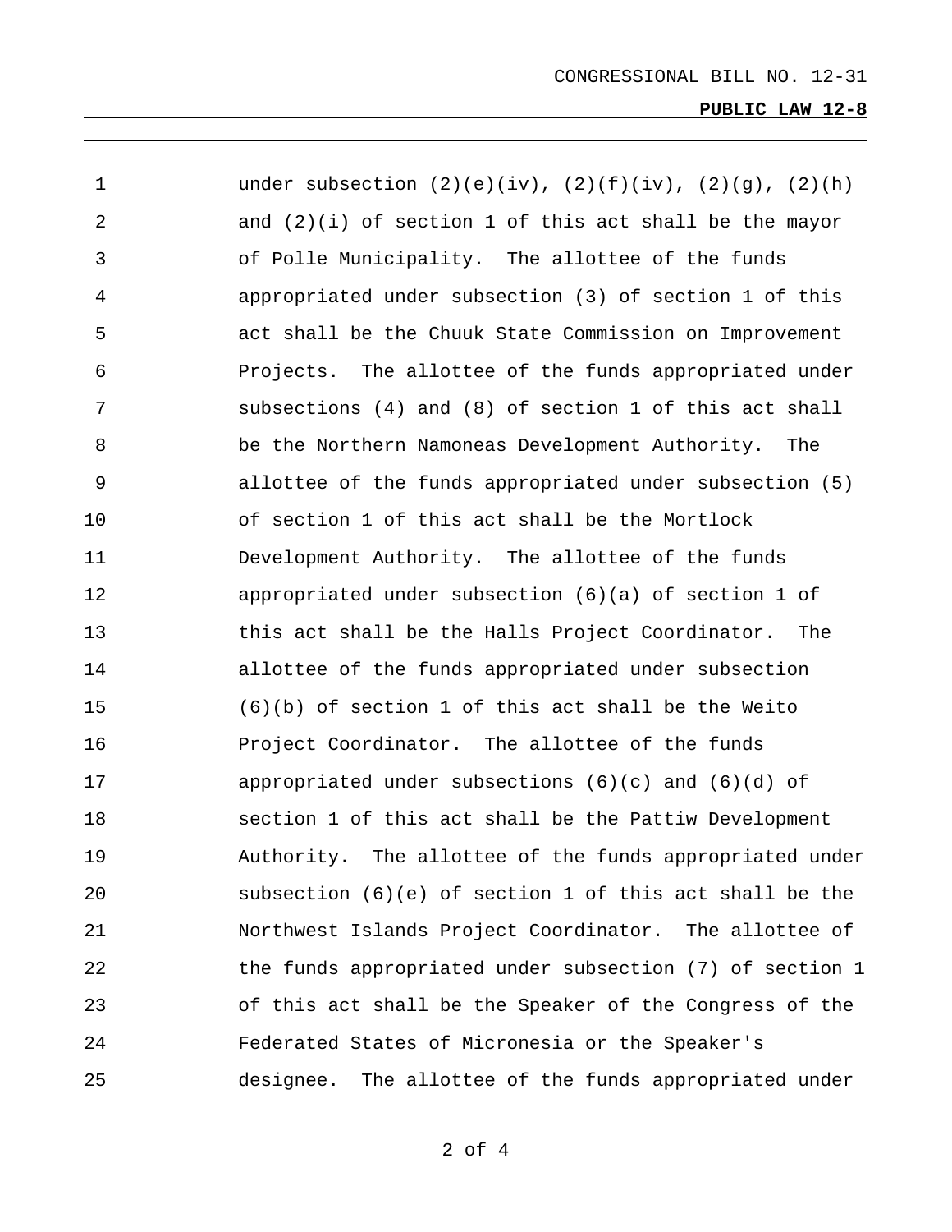under subsection (2)(e)(iv), (2)(f)(iv), (2)(g), (2)(h) and (2)(i) of section 1 of this act shall be the mayor of Polle Municipality. The allottee of the funds appropriated under subsection (3) of section 1 of this act shall be the Chuuk State Commission on Improvement Projects. The allottee of the funds appropriated under subsections (4) and (8) of section 1 of this act shall be the Northern Namoneas Development Authority. The allottee of the funds appropriated under subsection (5) of section 1 of this act shall be the Mortlock Development Authority. The allottee of the funds appropriated under subsection (6)(a) of section 1 of this act shall be the Halls Project Coordinator. The allottee of the funds appropriated under subsection (6)(b) of section 1 of this act shall be the Weito Project Coordinator. The allottee of the funds appropriated under subsections (6)(c) and (6)(d) of section 1 of this act shall be the Pattiw Development Authority. The allottee of the funds appropriated under subsection (6)(e) of section 1 of this act shall be the Northwest Islands Project Coordinator. The allottee of the funds appropriated under subsection (7) of section 1 of this act shall be the Speaker of the Congress of the Federated States of Micronesia or the Speaker's designee. The allottee of the funds appropriated under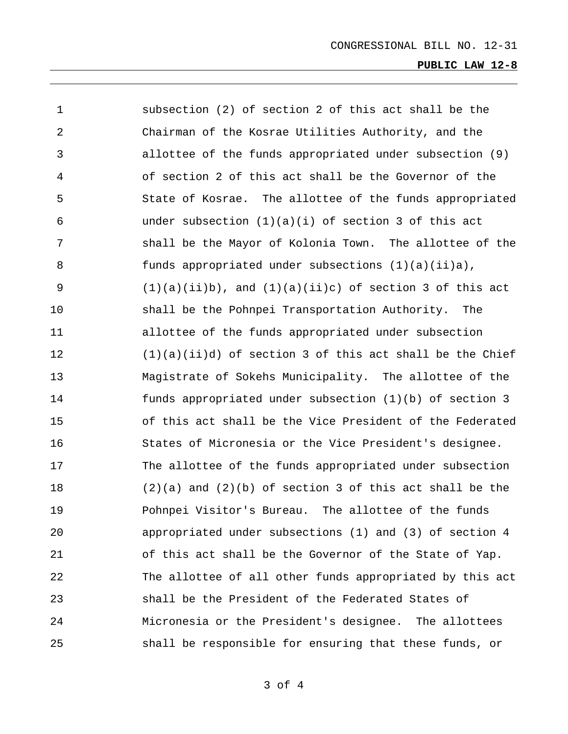subsection (2) of section 2 of this act shall be the Chairman of the Kosrae Utilities Authority, and the allottee of the funds appropriated under subsection (9) of section 2 of this act shall be the Governor of the State of Kosrae. The allottee of the funds appropriated under subsection (1)(a)(i) of section 3 of this act shall be the Mayor of Kolonia Town. The allottee of the funds appropriated under subsections (1)(a)(ii)a), (1)(a)(ii)b), and (1)(a)(ii)c) of section 3 of this act shall be the Pohnpei Transportation Authority. The allottee of the funds appropriated under subsection (1)(a)(ii)d) of section 3 of this act shall be the Chief Magistrate of Sokehs Municipality. The allottee of the funds appropriated under subsection (1)(b) of section 3 of this act shall be the Vice President of the Federated States of Micronesia or the Vice President's designee. The allottee of the funds appropriated under subsection (2)(a) and (2)(b) of section 3 of this act shall be the Pohnpei Visitor's Bureau. The allottee of the funds appropriated under subsections (1) and (3) of section 4 of this act shall be the Governor of the State of Yap. The allottee of all other funds appropriated by this act shall be the President of the Federated States of Micronesia or the President's designee. The allottees shall be responsible for ensuring that these funds, or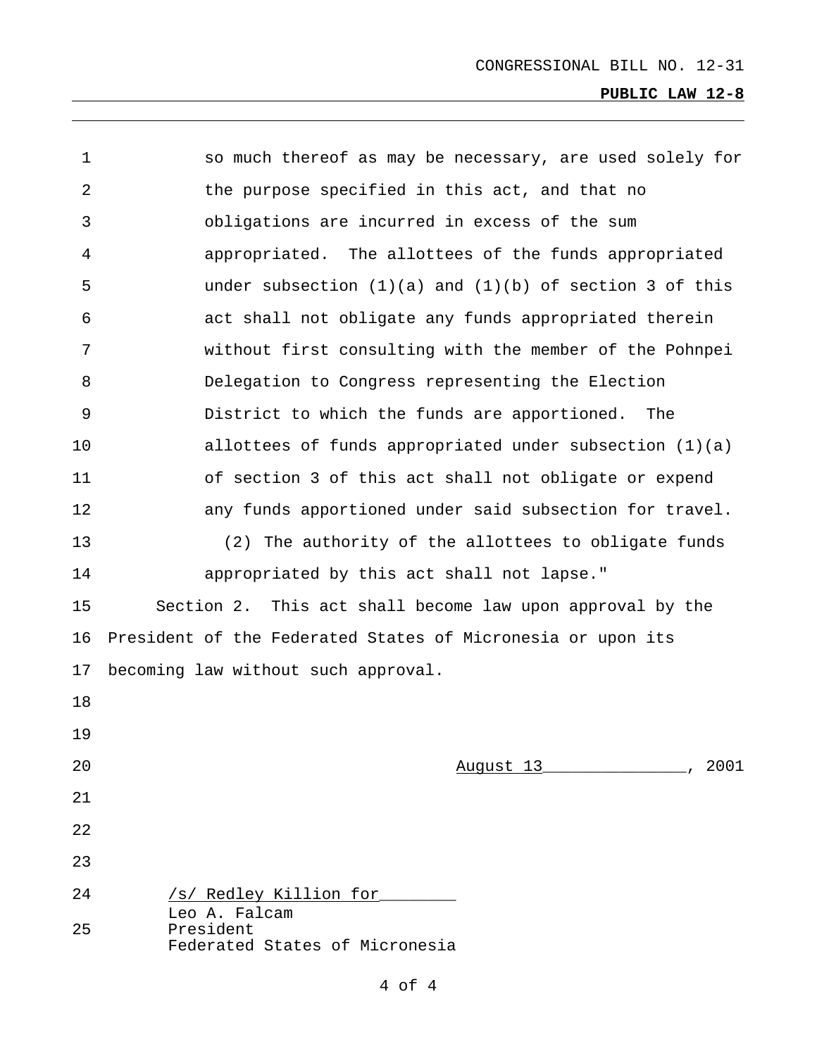so much thereof as may be necessary, are used solely for the purpose specified in this act, and that no obligations are incurred in excess of the sum appropriated. The allottees of the funds appropriated under subsection (1)(a) and (1)(b) of section 3 of this act shall not obligate any funds appropriated therein without first consulting with the member of the Pohnpei Delegation to Congress representing the Election District to which the funds are apportioned. The allottees of funds appropriated under subsection (1)(a) of section 3 of this act shall not obligate or expend any funds apportioned under said subsection for travel.

(2) The authority of the allottees to obligate funds appropriated by this act shall not lapse."

Section 2. This act shall become law upon approval by the President of the Federated States of Micronesia or upon its becoming law without such approval.

August 13_______________, 2001

/s/ Redley Killion for________
Leo A. Falcam
President
Federated States of Micronesia